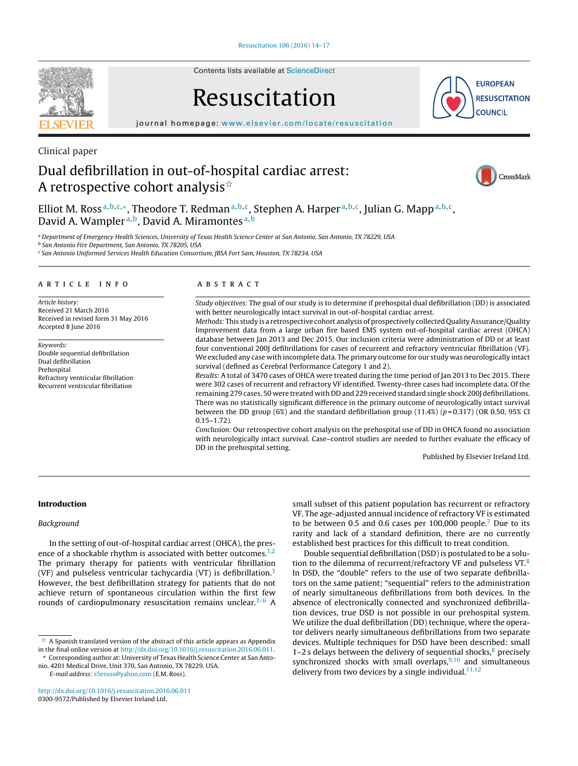Contents lists available at ScienceDirect

# Resuscitation

journal homepage: www.elsevier.com/locate/resuscitation

Clinical paper

# Dual defibrillation in out-of-hospital cardiac arrest: A retrospective cohort analysis☆

Elliot M. Ross[a,b,c,*], Theodore T. Redman[a,b,c], Stephen A. Harper[a,b,c], Julian G. Mapp[a,b,c], David A. Wampler[a,b], David A. Miramontes[a,b]

[a] Department of Emergency Health Sciences, University of Texas Health Science Center at San Antonio, San Antonio, TX 78229, USA
[b] San Antonio Fire Department, San Antonio, TX 78205, USA
[c] San Antonio Uniformed Services Health Education Consortium, JBSA Fort Sam, Houston, TX 78234, USA

## ARTICLE INFO

*Article history:*
Received 21 March 2016
Received in revised form 31 May 2016
Accepted 8 June 2016

*Keywords:*
Double sequential defibrillation
Dual defibrillation
Prehospital
Refractory ventricular fibrillation
Recurrent ventricular fibrillation

## ABSTRACT

*Study objectives:* The goal of our study is to determine if prehospital dual defibrillation (DD) is associated with better neurologically intact survival in out-of-hospital cardiac arrest.

*Methods:* This study is a retrospective cohort analysis of prospectively collected Quality Assurance/Quality Improvement data from a large urban fire based EMS system out-of-hospital cardiac arrest (OHCA) database between Jan 2013 and Dec 2015. Our inclusion criteria were administration of DD or at least four conventional 200J defibrillations for cases of recurrent and refractory ventricular fibrillation (VF). We excluded any case with incomplete data. The primary outcome for our study was neurologically intact survival (defined as Cerebral Performance Category 1 and 2).

*Results:* A total of 3470 cases of OHCA were treated during the time period of Jan 2013 to Dec 2015. There were 302 cases of recurrent and refractory VF identified. Twenty-three cases had incomplete data. Of the remaining 279 cases, 50 were treated with DD and 229 received standard single shock 200J defibrillations. There was no statistically significant difference in the primary outcome of neurologically intact survival between the DD group (6%) and the standard defibrillation group (11.4%) ($p = 0.317$) (OR 0.50, 95% CI 0.15–1.72).

*Conclusion:* Our retrospective cohort analysis on the prehospital use of DD in OHCA found no association with neurologically intact survival. Case–control studies are needed to further evaluate the efficacy of DD in the prehospital setting.

Published by Elsevier Ireland Ltd.

## Introduction

### Background

In the setting of out-of-hospital cardiac arrest (OHCA), the presence of a shockable rhythm is associated with better outcomes.[1,2] The primary therapy for patients with ventricular fibrillation (VF) and pulseless ventricular tachycardia (VT) is defibrillation.[3] However, the best defibrillation strategy for patients that do not achieve return of spontaneous circulation within the first few rounds of cardiopulmonary resuscitation remains unclear.[3–6] A small subset of this patient population has recurrent or refractory VF. The age-adjusted annual incidence of refractory VF is estimated to be between 0.5 and 0.6 cases per 100,000 people.[7] Due to its rarity and lack of a standard definition, there are no currently established best practices for this difficult to treat condition.

Double sequential defibrillation (DSD) is postulated to be a solution to the dilemma of recurrent/refractory VF and pulseless VT.[8] In DSD, the "double" refers to the use of two separate defibrillators on the same patient; "sequential" refers to the administration of nearly simultaneous defibrillations from both devices. In the absence of electronically connected and synchronized defibrillation devices, true DSD is not possible in our prehospital system. We utilize the dual defibrillation (DD) technique, where the operator delivers nearly simultaneous defibrillations from two separate devices. Multiple techniques for DSD have been described: small 1–2 s delays between the delivery of sequential shocks,[8] precisely synchronized shocks with small overlaps,[9,10] and simultaneous delivery from two devices by a single individual.[11,12]

☆ A Spanish translated version of the abstract of this article appears as Appendix in the final online version at http://dx.doi.org/10.1016/j.resuscitation.2016.06.011.

\* Corresponding author at: University of Texas Health Science Center at San Antonio, 4201 Medical Drive, Unit 370, San Antonio, TX 78229, USA.
E-mail address: s5eross@yahoo.com (E.M. Ross).

http://dx.doi.org/10.1016/j.resuscitation.2016.06.011
0300-9572/Published by Elsevier Ireland Ltd.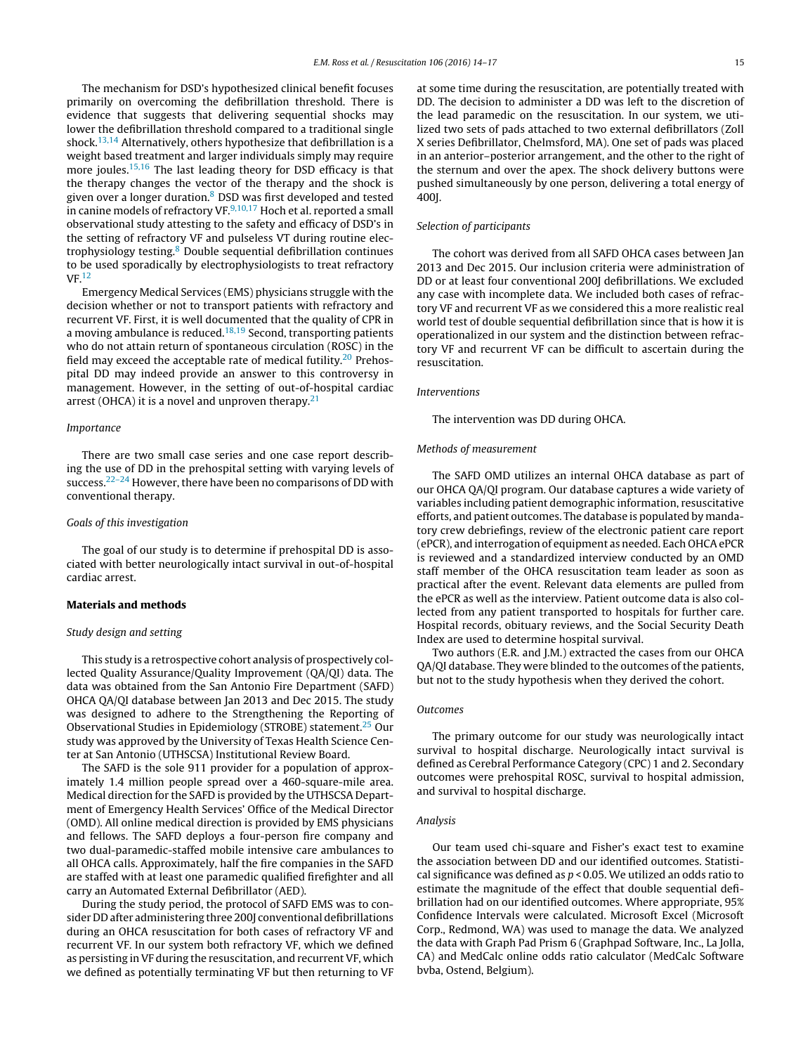The mechanism for DSD's hypothesized clinical benefit focuses primarily on overcoming the defibrillation threshold. There is evidence that suggests that delivering sequential shocks may lower the defibrillation threshold compared to a traditional single shock.[13,14] Alternatively, others hypothesize that defibrillation is a weight based treatment and larger individuals simply may require more joules.[15,16] The last leading theory for DSD efficacy is that the therapy changes the vector of the therapy and the shock is given over a longer duration.[8] DSD was first developed and tested in canine models of refractory VF.[9,10,17] Hoch et al. reported a small observational study attesting to the safety and efficacy of DSD's in the setting of refractory VF and pulseless VT during routine electrophysiology testing.[8] Double sequential defibrillation continues to be used sporadically by electrophysiologists to treat refractory VF.[12]

Emergency Medical Services (EMS) physicians struggle with the decision whether or not to transport patients with refractory and recurrent VF. First, it is well documented that the quality of CPR in a moving ambulance is reduced.[18,19] Second, transporting patients who do not attain return of spontaneous circulation (ROSC) in the field may exceed the acceptable rate of medical futility.[20] Prehospital DD may indeed provide an answer to this controversy in management. However, in the setting of out-of-hospital cardiac arrest (OHCA) it is a novel and unproven therapy.[21]

### *Importance*

There are two small case series and one case report describing the use of DD in the prehospital setting with varying levels of success.[22–24] However, there have been no comparisons of DD with conventional therapy.

### *Goals of this investigation*

The goal of our study is to determine if prehospital DD is associated with better neurologically intact survival in out-of-hospital cardiac arrest.

## Materials and methods

### *Study design and setting*

This study is a retrospective cohort analysis of prospectively collected Quality Assurance/Quality Improvement (QA/QI) data. The data was obtained from the San Antonio Fire Department (SAFD) OHCA QA/QI database between Jan 2013 and Dec 2015. The study was designed to adhere to the Strengthening the Reporting of Observational Studies in Epidemiology (STROBE) statement.[25] Our study was approved by the University of Texas Health Science Center at San Antonio (UTHSCSA) Institutional Review Board.

The SAFD is the sole 911 provider for a population of approximately 1.4 million people spread over a 460-square-mile area. Medical direction for the SAFD is provided by the UTHSCSA Department of Emergency Health Services' Office of the Medical Director (OMD). All online medical direction is provided by EMS physicians and fellows. The SAFD deploys a four-person fire company and two dual-paramedic-staffed mobile intensive care ambulances to all OHCA calls. Approximately, half the fire companies in the SAFD are staffed with at least one paramedic qualified firefighter and all carry an Automated External Defibrillator (AED).

During the study period, the protocol of SAFD EMS was to consider DD after administering three 200J conventional defibrillations during an OHCA resuscitation for both cases of refractory VF and recurrent VF. In our system both refractory VF, which we defined as persisting in VF during the resuscitation, and recurrent VF, which we defined as potentially terminating VF but then returning to VF at some time during the resuscitation, are potentially treated with DD. The decision to administer a DD was left to the discretion of the lead paramedic on the resuscitation. In our system, we utilized two sets of pads attached to two external defibrillators (Zoll X series Defibrillator, Chelmsford, MA). One set of pads was placed in an anterior–posterior arrangement, and the other to the right of the sternum and over the apex. The shock delivery buttons were pushed simultaneously by one person, delivering a total energy of 400J.

### *Selection of participants*

The cohort was derived from all SAFD OHCA cases between Jan 2013 and Dec 2015. Our inclusion criteria were administration of DD or at least four conventional 200J defibrillations. We excluded any case with incomplete data. We included both cases of refractory VF and recurrent VF as we considered this a more realistic real world test of double sequential defibrillation since that is how it is operationalized in our system and the distinction between refractory VF and recurrent VF can be difficult to ascertain during the resuscitation.

### *Interventions*

The intervention was DD during OHCA.

### *Methods of measurement*

The SAFD OMD utilizes an internal OHCA database as part of our OHCA QA/QI program. Our database captures a wide variety of variables including patient demographic information, resuscitative efforts, and patient outcomes. The database is populated by mandatory crew debriefings, review of the electronic patient care report (ePCR), and interrogation of equipment as needed. Each OHCA ePCR is reviewed and a standardized interview conducted by an OMD staff member of the OHCA resuscitation team leader as soon as practical after the event. Relevant data elements are pulled from the ePCR as well as the interview. Patient outcome data is also collected from any patient transported to hospitals for further care. Hospital records, obituary reviews, and the Social Security Death Index are used to determine hospital survival.

Two authors (E.R. and J.M.) extracted the cases from our OHCA QA/QI database. They were blinded to the outcomes of the patients, but not to the study hypothesis when they derived the cohort.

### *Outcomes*

The primary outcome for our study was neurologically intact survival to hospital discharge. Neurologically intact survival is defined as Cerebral Performance Category (CPC) 1 and 2. Secondary outcomes were prehospital ROSC, survival to hospital admission, and survival to hospital discharge.

### *Analysis*

Our team used chi-square and Fisher's exact test to examine the association between DD and our identified outcomes. Statistical significance was defined as $p < 0.05$. We utilized an odds ratio to estimate the magnitude of the effect that double sequential defibrillation had on our identified outcomes. Where appropriate, 95% Confidence Intervals were calculated. Microsoft Excel (Microsoft Corp., Redmond, WA) was used to manage the data. We analyzed the data with Graph Pad Prism 6 (Graphpad Software, Inc., La Jolla, CA) and MedCalc online odds ratio calculator (MedCalc Software bvba, Ostend, Belgium).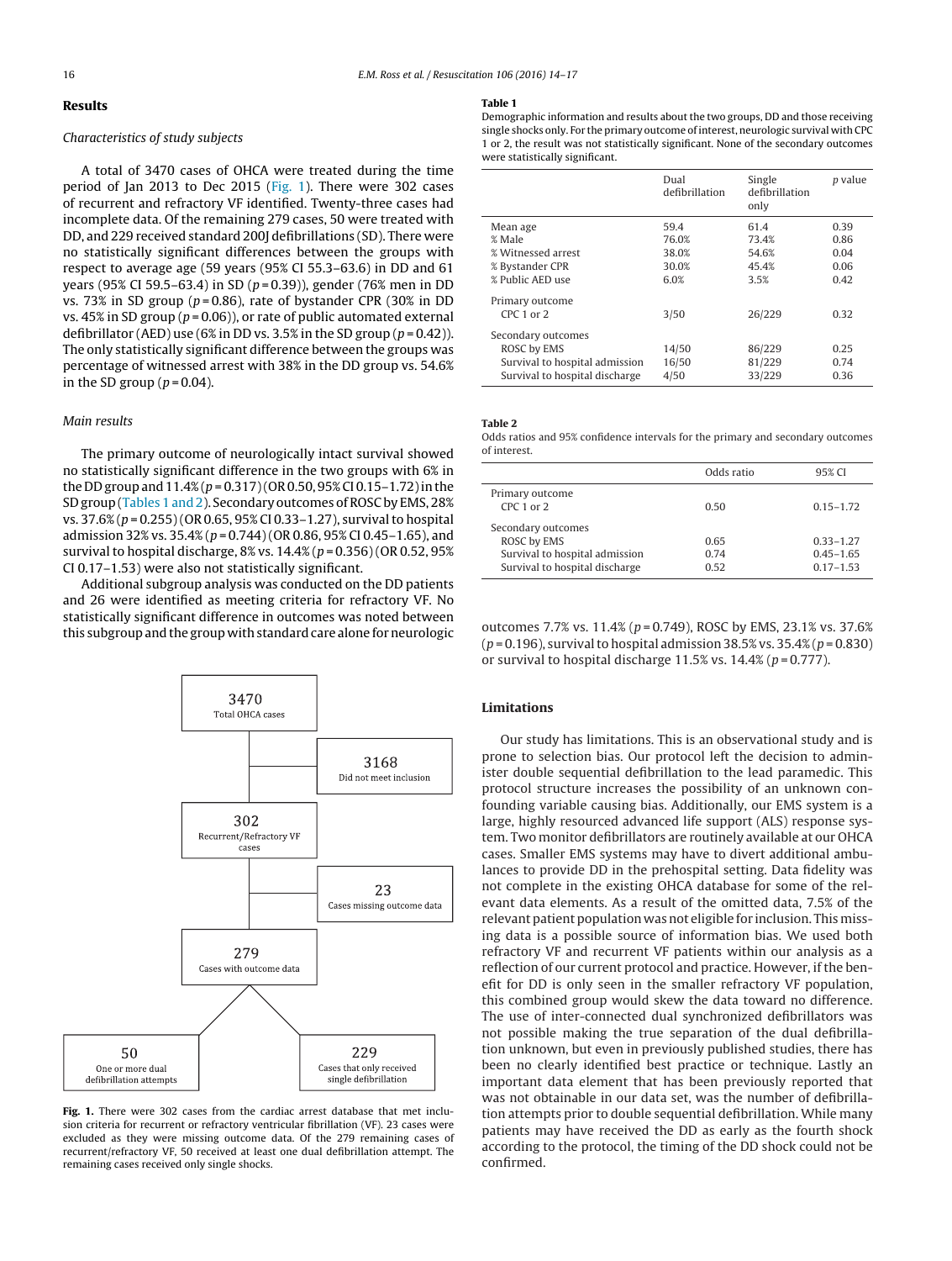## Results

### *Characteristics of study subjects*

A total of 3470 cases of OHCA were treated during the time period of Jan 2013 to Dec 2015 (Fig. 1). There were 302 cases of recurrent and refractory VF identified. Twenty-three cases had incomplete data. Of the remaining 279 cases, 50 were treated with DD, and 229 received standard 200J defibrillations (SD). There were no statistically significant differences between the groups with respect to average age (59 years (95% CI 55.3–63.6) in DD and 61 years (95% CI 59.5–63.4) in SD ($p = 0.39$)), gender (76% men in DD vs. 73% in SD group ($p = 0.86$), rate of bystander CPR (30% in DD vs. 45% in SD group ($p = 0.06$)), or rate of public automated external defibrillator (AED) use (6% in DD vs. 3.5% in the SD group ($p = 0.42$)). The only statistically significant difference between the groups was percentage of witnessed arrest with 38% in the DD group vs. 54.6% in the SD group ($p = 0.04$).

### *Main results*

The primary outcome of neurologically intact survival showed no statistically significant difference in the two groups with 6% in the DD group and 11.4% ($p = 0.317$) (OR 0.50, 95% CI 0.15–1.72) in the SD group (Tables 1 and 2). Secondary outcomes of ROSC by EMS, 28% vs. 37.6% ($p = 0.255$) (OR 0.65, 95% CI 0.33–1.27), survival to hospital admission 32% vs. 35.4% ($p = 0.744$) (OR 0.86, 95% CI 0.45–1.65), and survival to hospital discharge, 8% vs. 14.4% ($p = 0.356$) (OR 0.52, 95% CI 0.17–1.53) were also not statistically significant.

Additional subgroup analysis was conducted on the DD patients and 26 were identified as meeting criteria for refractory VF. No statistically significant difference in outcomes was noted between this subgroup and the group with standard care alone for neurologic outcomes 7.7% vs. 11.4% ($p = 0.749$), ROSC by EMS, 23.1% vs. 37.6% ($p = 0.196$), survival to hospital admission 38.5% vs. 35.4% ($p = 0.830$) or survival to hospital discharge 11.5% vs. 14.4% ($p = 0.777$).

| 3470 Total OHCA cases |
|---|
| → 3168 Did not meet inclusion |
| 302 Recurrent/Refractory VF cases |
| → 23 Cases missing outcome data |
| 279 Cases with outcome data |
| → 50 One or more dual defibrillation attempts |
| → 229 Cases that only received single defibrillation |

**Fig. 1.** There were 302 cases from the cardiac arrest database that met inclusion criteria for recurrent or refractory ventricular fibrillation (VF). 23 cases were excluded as they were missing outcome data. Of the 279 remaining cases of recurrent/refractory VF, 50 received at least one dual defibrillation attempt. The remaining cases received only single shocks.

**Table 1**
Demographic information and results about the two groups, DD and those receiving single shocks only. For the primary outcome of interest, neurologic survival with CPC 1 or 2, the result was not statistically significant. None of the secondary outcomes were statistically significant.

| | Dual defibrillation | Single defibrillation only | *p* value |
|---|---|---|---|
| Mean age | 59.4 | 61.4 | 0.39 |
| % Male | 76.0% | 73.4% | 0.86 |
| % Witnessed arrest | 38.0% | 54.6% | 0.04 |
| % Bystander CPR | 30.0% | 45.4% | 0.06 |
| % Public AED use | 6.0% | 3.5% | 0.42 |
| Primary outcome | | | |
| CPC 1 or 2 | 3/50 | 26/229 | 0.32 |
| Secondary outcomes | | | |
| ROSC by EMS | 14/50 | 86/229 | 0.25 |
| Survival to hospital admission | 16/50 | 81/229 | 0.74 |
| Survival to hospital discharge | 4/50 | 33/229 | 0.36 |

**Table 2**
Odds ratios and 95% confidence intervals for the primary and secondary outcomes of interest.

| | Odds ratio | 95% CI |
|---|---|---|
| Primary outcome | | |
| CPC 1 or 2 | 0.50 | 0.15–1.72 |
| Secondary outcomes | | |
| ROSC by EMS | 0.65 | 0.33–1.27 |
| Survival to hospital admission | 0.74 | 0.45–1.65 |
| Survival to hospital discharge | 0.52 | 0.17–1.53 |

## Limitations

Our study has limitations. This is an observational study and is prone to selection bias. Our protocol left the decision to administer double sequential defibrillation to the lead paramedic. This protocol structure increases the possibility of an unknown confounding variable causing bias. Additionally, our EMS system is a large, highly resourced advanced life support (ALS) response system. Two monitor defibrillators are routinely available at our OHCA cases. Smaller EMS systems may have to divert additional ambulances to provide DD in the prehospital setting. Data fidelity was not complete in the existing OHCA database for some of the relevant data elements. As a result of the omitted data, 7.5% of the relevant patient population was not eligible for inclusion. This missing data is a possible source of information bias. We used both refractory VF and recurrent VF patients within our analysis as a reflection of our current protocol and practice. However, if the benefit for DD is only seen in the smaller refractory VF population, this combined group would skew the data toward no difference. The use of inter-connected dual synchronized defibrillators was not possible making the true separation of the dual defibrillation unknown, but even in previously published studies, there has been no clearly identified best practice or technique. Lastly an important data element that has been previously reported that was not obtainable in our data set, was the number of defibrillation attempts prior to double sequential defibrillation. While many patients may have received the DD as early as the fourth shock according to the protocol, the timing of the DD shock could not be confirmed.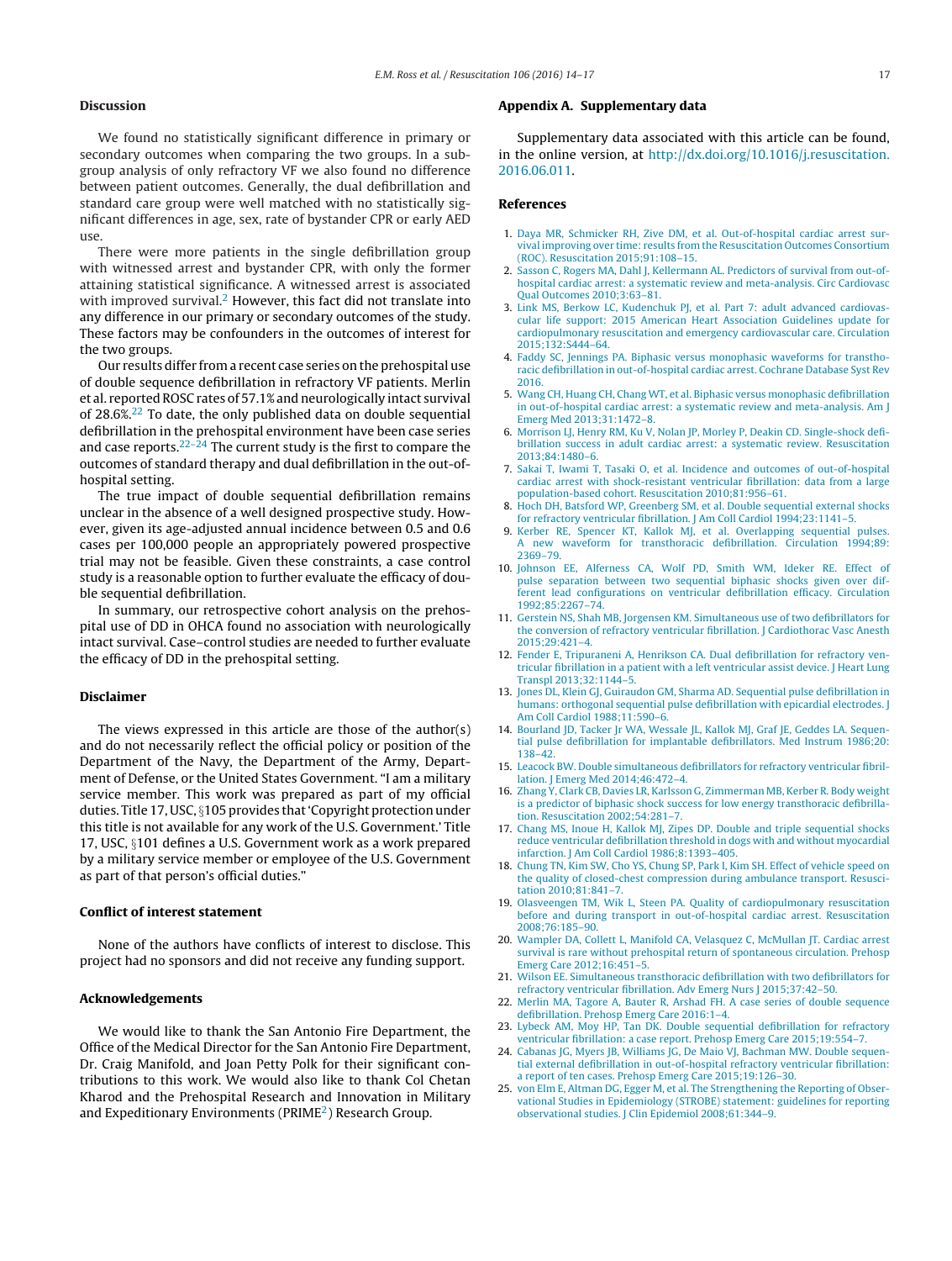## Discussion

We found no statistically significant difference in primary or secondary outcomes when comparing the two groups. In a subgroup analysis of only refractory VF we also found no difference between patient outcomes. Generally, the dual defibrillation and standard care group were well matched with no statistically significant differences in age, sex, rate of bystander CPR or early AED use.

There were more patients in the single defibrillation group with witnessed arrest and bystander CPR, with only the former attaining statistical significance. A witnessed arrest is associated with improved survival.[2] However, this fact did not translate into any difference in our primary or secondary outcomes of the study. These factors may be confounders in the outcomes of interest for the two groups.

Our results differ from a recent case series on the prehospital use of double sequence defibrillation in refractory VF patients. Merlin et al. reported ROSC rates of 57.1% and neurologically intact survival of 28.6%.[22] To date, the only published data on double sequential defibrillation in the prehospital environment have been case series and case reports.[22–24] The current study is the first to compare the outcomes of standard therapy and dual defibrillation in the out-of-hospital setting.

The true impact of double sequential defibrillation remains unclear in the absence of a well designed prospective study. However, given its age-adjusted annual incidence between 0.5 and 0.6 cases per 100,000 people an appropriately powered prospective trial may not be feasible. Given these constraints, a case control study is a reasonable option to further evaluate the efficacy of double sequential defibrillation.

In summary, our retrospective cohort analysis on the prehospital use of DD in OHCA found no association with neurologically intact survival. Case–control studies are needed to further evaluate the efficacy of DD in the prehospital setting.

## Disclaimer

The views expressed in this article are those of the author(s) and do not necessarily reflect the official policy or position of the Department of the Navy, the Department of the Army, Department of Defense, or the United States Government. "I am a military service member. This work was prepared as part of my official duties. Title 17, USC, §105 provides that 'Copyright protection under this title is not available for any work of the U.S. Government.' Title 17, USC, §101 defines a U.S. Government work as a work prepared by a military service member or employee of the U.S. Government as part of that person's official duties."

## Conflict of interest statement

None of the authors have conflicts of interest to disclose. This project had no sponsors and did not receive any funding support.

## Acknowledgements

We would like to thank the San Antonio Fire Department, the Office of the Medical Director for the San Antonio Fire Department, Dr. Craig Manifold, and Joan Petty Polk for their significant contributions to this work. We would also like to thank Col Chetan Kharod and the Prehospital Research and Innovation in Military and Expeditionary Environments (PRIME[2]) Research Group.

## Appendix A. Supplementary data

Supplementary data associated with this article can be found, in the online version, at http://dx.doi.org/10.1016/j.resuscitation.2016.06.011.

## References

1. Daya MR, Schmicker RH, Zive DM, et al. Out-of-hospital cardiac arrest survival improving over time: results from the Resuscitation Outcomes Consortium (ROC). Resuscitation 2015;91:108–15.
2. Sasson C, Rogers MA, Dahl J, Kellermann AL. Predictors of survival from out-of-hospital cardiac arrest: a systematic review and meta-analysis. Circ Cardiovasc Qual Outcomes 2010;3:63–81.
3. Link MS, Berkow LC, Kudenchuk PJ, et al. Part 7: adult advanced cardiovascular life support: 2015 American Heart Association Guidelines update for cardiopulmonary resuscitation and emergency cardiovascular care. Circulation 2015;132:S444–64.
4. Faddy SC, Jennings PA. Biphasic versus monophasic waveforms for transthoracic defibrillation in out-of-hospital cardiac arrest. Cochrane Database Syst Rev 2016.
5. Wang CH, Huang CH, Chang WT, et al. Biphasic versus monophasic defibrillation in out-of-hospital cardiac arrest: a systematic review and meta-analysis. Am J Emerg Med 2013;31:1472–8.
6. Morrison LJ, Henry RM, Ku V, Nolan JP, Morley P, Deakin CD. Single-shock defibrillation success in adult cardiac arrest: a systematic review. Resuscitation 2013;84:1480–6.
7. Sakai T, Iwami T, Tasaki O, et al. Incidence and outcomes of out-of-hospital cardiac arrest with shock-resistant ventricular fibrillation: data from a large population-based cohort. Resuscitation 2010;81:956–61.
8. Hoch DH, Batsford WP, Greenberg SM, et al. Double sequential external shocks for refractory ventricular fibrillation. J Am Coll Cardiol 1994;23:1141–5.
9. Kerber RE, Spencer KT, Kallok MJ, et al. Overlapping sequential pulses. A new waveform for transthoracic defibrillation. Circulation 1994;89:2369–79.
10. Johnson EE, Alferness CA, Wolf PD, Smith WM, Ideker RE. Effect of pulse separation between two sequential biphasic shocks given over different lead configurations on ventricular defibrillation efficacy. Circulation 1992;85:2267–74.
11. Gerstein NS, Shah MB, Jorgensen KM. Simultaneous use of two defibrillators for the conversion of refractory ventricular fibrillation. J Cardiothorac Vasc Anesth 2015;29:421–4.
12. Fender E, Tripuraneni A, Henrikson CA. Dual defibrillation for refractory ventricular fibrillation in a patient with a left ventricular assist device. J Heart Lung Transpl 2013;32:1144–5.
13. Jones DL, Klein GJ, Guiraudon GM, Sharma AD. Sequential pulse defibrillation in humans: orthogonal sequential pulse defibrillation with epicardial electrodes. J Am Coll Cardiol 1988;11:590–6.
14. Bourland JD, Tacker Jr WA, Wessale JL, Kallok MJ, Graf JE, Geddes LA. Sequential pulse defibrillation for implantable defibrillators. Med Instrum 1986;20:138–42.
15. Leacock BW. Double simultaneous defibrillators for refractory ventricular fibrillation. J Emerg Med 2014;46:472–4.
16. Zhang Y, Clark CB, Davies LR, Karlsson G, Zimmerman MB, Kerber R. Body weight is a predictor of biphasic shock success for low energy transthoracic defibrillation. Resuscitation 2002;54:281–7.
17. Chang MS, Inoue H, Kallok MJ, Zipes DP. Double and triple sequential shocks reduce ventricular defibrillation threshold in dogs with and without myocardial infarction. J Am Coll Cardiol 1986;8:1393–405.
18. Chung TN, Kim SW, Cho YS, Chung SP, Park I, Kim SH. Effect of vehicle speed on the quality of closed-chest compression during ambulance transport. Resuscitation 2010;81:841–7.
19. Olasveengen TM, Wik L, Steen PA. Quality of cardiopulmonary resuscitation before and during transport in out-of-hospital cardiac arrest. Resuscitation 2008;76:185–90.
20. Wampler DA, Collett L, Manifold CA, Velasquez C, McMullan JT. Cardiac arrest survival is rare without prehospital return of spontaneous circulation. Prehosp Emerg Care 2012;16:451–5.
21. Wilson EE. Simultaneous transthoracic defibrillation with two defibrillators for refractory ventricular fibrillation. Adv Emerg Nurs J 2015;37:42–50.
22. Merlin MA, Tagore A, Bauter R, Arshad FH. A case series of double sequence defibrillation. Prehosp Emerg Care 2016:1–4.
23. Lybeck AM, Moy HP, Tan DK. Double sequential defibrillation for refractory ventricular fibrillation: a case report. Prehosp Emerg Care 2015;19:554–7.
24. Cabanas JG, Myers JB, Williams JG, De Maio VJ, Bachman MW. Double sequential external defibrillation in out-of-hospital refractory ventricular fibrillation: a report of ten cases. Prehosp Emerg Care 2015;19:126–30.
25. von Elm E, Altman DG, Egger M, et al. The Strengthening the Reporting of Observational Studies in Epidemiology (STROBE) statement: guidelines for reporting observational studies. J Clin Epidemiol 2008;61:344–9.